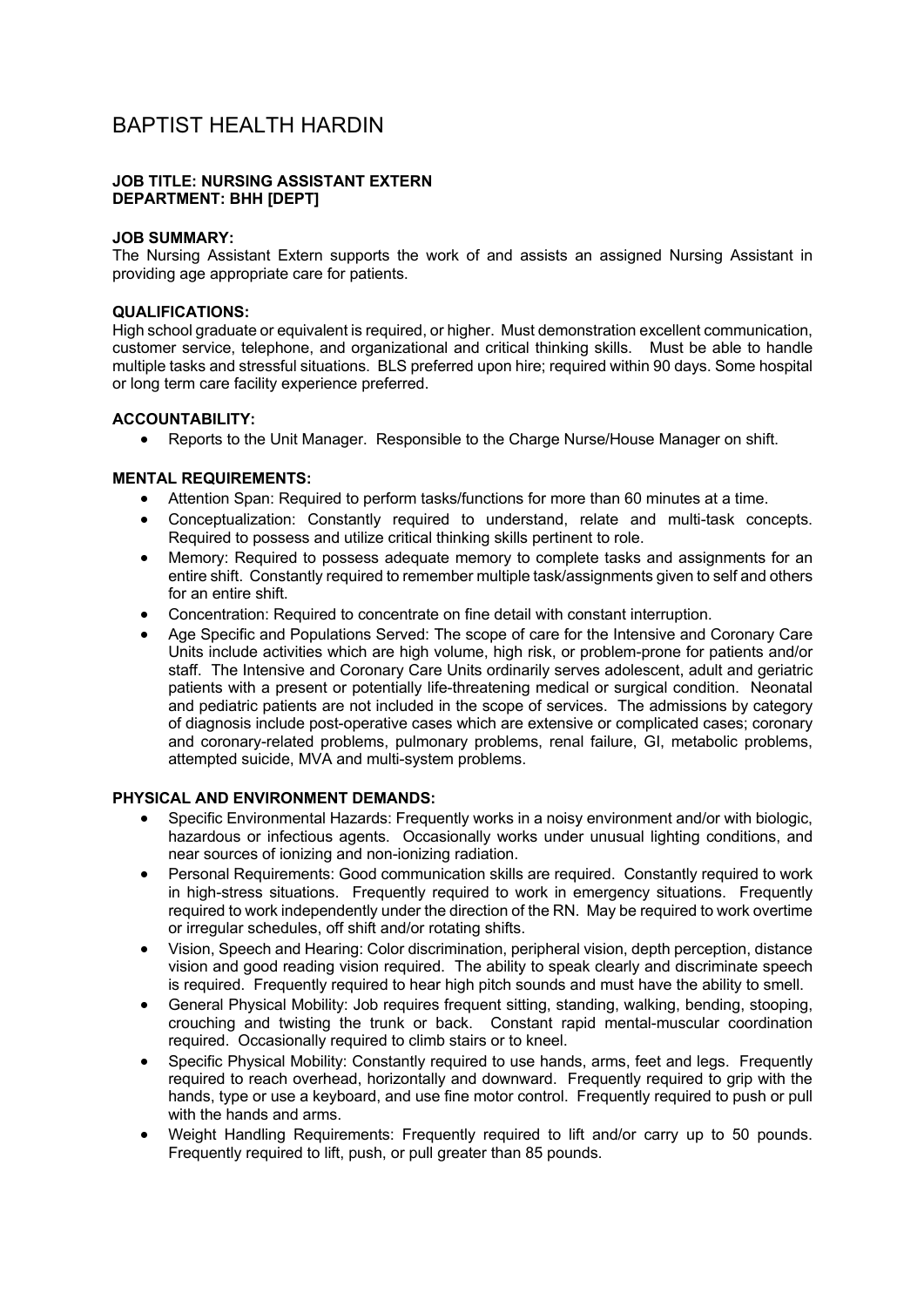# BAPTIST HEALTH HARDIN

**JOB TITLE: NURSING ASSISTANT EXTERN**
**DEPARTMENT: BHH [DEPT]**

**JOB SUMMARY:**
The Nursing Assistant Extern supports the work of and assists an assigned Nursing Assistant in providing age appropriate care for patients.

**QUALIFICATIONS:**
High school graduate or equivalent is required, or higher. Must demonstration excellent communication, customer service, telephone, and organizational and critical thinking skills. Must be able to handle multiple tasks and stressful situations. BLS preferred upon hire; required within 90 days. Some hospital or long term care facility experience preferred.

**ACCOUNTABILITY:**

- Reports to the Unit Manager. Responsible to the Charge Nurse/House Manager on shift.

**MENTAL REQUIREMENTS:**

- Attention Span: Required to perform tasks/functions for more than 60 minutes at a time.
- Conceptualization: Constantly required to understand, relate and multi-task concepts. Required to possess and utilize critical thinking skills pertinent to role.
- Memory: Required to possess adequate memory to complete tasks and assignments for an entire shift. Constantly required to remember multiple task/assignments given to self and others for an entire shift.
- Concentration: Required to concentrate on fine detail with constant interruption.
- Age Specific and Populations Served: The scope of care for the Intensive and Coronary Care Units include activities which are high volume, high risk, or problem-prone for patients and/or staff. The Intensive and Coronary Care Units ordinarily serves adolescent, adult and geriatric patients with a present or potentially life-threatening medical or surgical condition. Neonatal and pediatric patients are not included in the scope of services. The admissions by category of diagnosis include post-operative cases which are extensive or complicated cases; coronary and coronary-related problems, pulmonary problems, renal failure, GI, metabolic problems, attempted suicide, MVA and multi-system problems.

**PHYSICAL AND ENVIRONMENT DEMANDS:**

- Specific Environmental Hazards: Frequently works in a noisy environment and/or with biologic, hazardous or infectious agents. Occasionally works under unusual lighting conditions, and near sources of ionizing and non-ionizing radiation.
- Personal Requirements: Good communication skills are required. Constantly required to work in high-stress situations. Frequently required to work in emergency situations. Frequently required to work independently under the direction of the RN. May be required to work overtime or irregular schedules, off shift and/or rotating shifts.
- Vision, Speech and Hearing: Color discrimination, peripheral vision, depth perception, distance vision and good reading vision required. The ability to speak clearly and discriminate speech is required. Frequently required to hear high pitch sounds and must have the ability to smell.
- General Physical Mobility: Job requires frequent sitting, standing, walking, bending, stooping, crouching and twisting the trunk or back. Constant rapid mental-muscular coordination required. Occasionally required to climb stairs or to kneel.
- Specific Physical Mobility: Constantly required to use hands, arms, feet and legs. Frequently required to reach overhead, horizontally and downward. Frequently required to grip with the hands, type or use a keyboard, and use fine motor control. Frequently required to push or pull with the hands and arms.
- Weight Handling Requirements: Frequently required to lift and/or carry up to 50 pounds. Frequently required to lift, push, or pull greater than 85 pounds.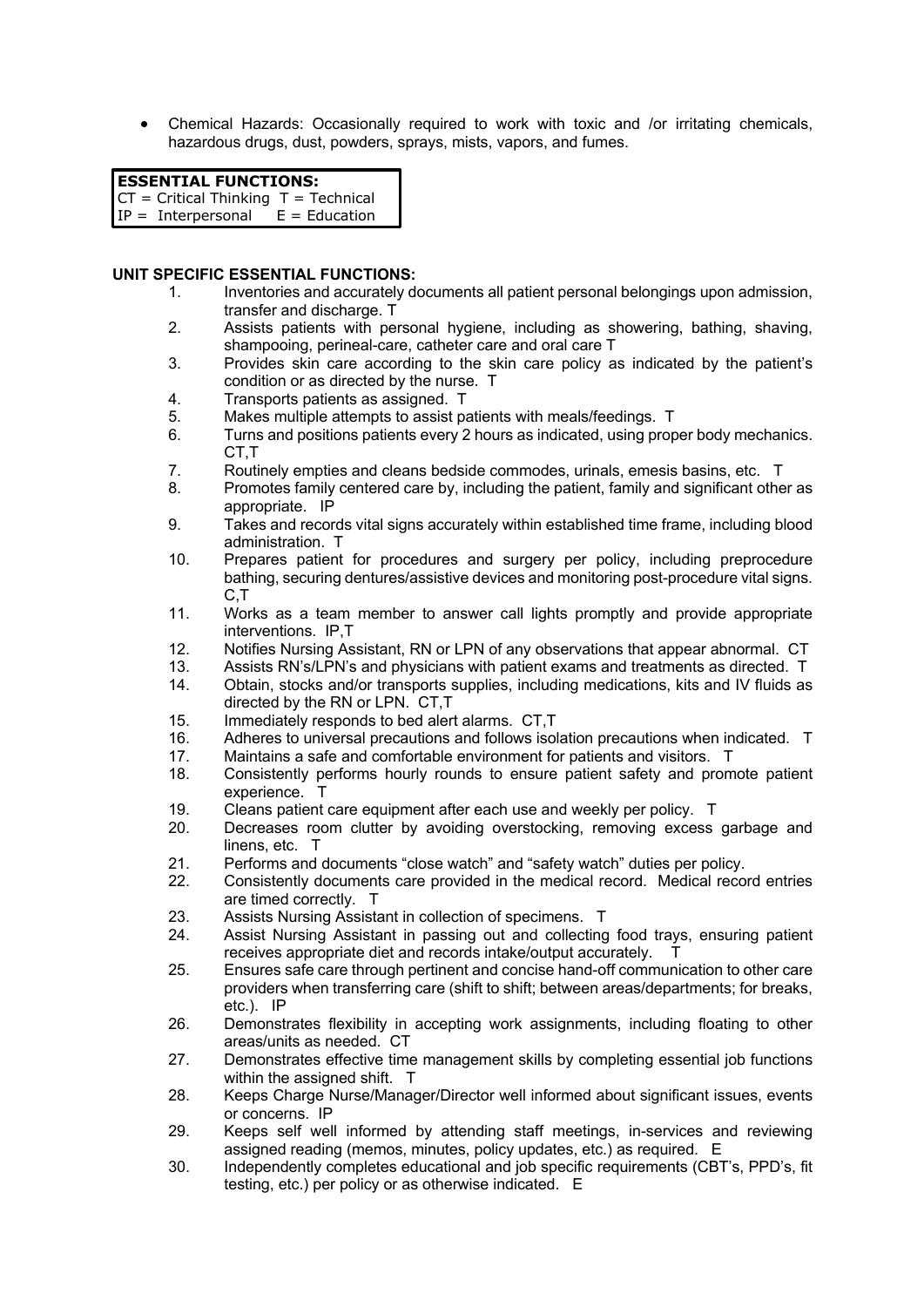- Chemical Hazards: Occasionally required to work with toxic and /or irritating chemicals, hazardous drugs, dust, powders, sprays, mists, vapors, and fumes.

**ESSENTIAL FUNCTIONS:**
CT = Critical Thinking T = Technical
IP = Interpersonal E = Education

**UNIT SPECIFIC ESSENTIAL FUNCTIONS:**

1. Inventories and accurately documents all patient personal belongings upon admission, transfer and discharge. T
2. Assists patients with personal hygiene, including as showering, bathing, shaving, shampooing, perineal-care, catheter care and oral care T
3. Provides skin care according to the skin care policy as indicated by the patient's condition or as directed by the nurse. T
4. Transports patients as assigned. T
5. Makes multiple attempts to assist patients with meals/feedings. T
6. Turns and positions patients every 2 hours as indicated, using proper body mechanics. CT,T
7. Routinely empties and cleans bedside commodes, urinals, emesis basins, etc. T
8. Promotes family centered care by, including the patient, family and significant other as appropriate. IP
9. Takes and records vital signs accurately within established time frame, including blood administration. T
10. Prepares patient for procedures and surgery per policy, including preprocedure bathing, securing dentures/assistive devices and monitoring post-procedure vital signs. C,T
11. Works as a team member to answer call lights promptly and provide appropriate interventions. IP,T
12. Notifies Nursing Assistant, RN or LPN of any observations that appear abnormal. CT
13. Assists RN's/LPN's and physicians with patient exams and treatments as directed. T
14. Obtain, stocks and/or transports supplies, including medications, kits and IV fluids as directed by the RN or LPN. CT,T
15. Immediately responds to bed alert alarms. CT,T
16. Adheres to universal precautions and follows isolation precautions when indicated. T
17. Maintains a safe and comfortable environment for patients and visitors. T
18. Consistently performs hourly rounds to ensure patient safety and promote patient experience. T
19. Cleans patient care equipment after each use and weekly per policy. T
20. Decreases room clutter by avoiding overstocking, removing excess garbage and linens, etc. T
21. Performs and documents "close watch" and "safety watch" duties per policy.
22. Consistently documents care provided in the medical record. Medical record entries are timed correctly. T
23. Assists Nursing Assistant in collection of specimens. T
24. Assist Nursing Assistant in passing out and collecting food trays, ensuring patient receives appropriate diet and records intake/output accurately. T
25. Ensures safe care through pertinent and concise hand-off communication to other care providers when transferring care (shift to shift; between areas/departments; for breaks, etc.). IP
26. Demonstrates flexibility in accepting work assignments, including floating to other areas/units as needed. CT
27. Demonstrates effective time management skills by completing essential job functions within the assigned shift. T
28. Keeps Charge Nurse/Manager/Director well informed about significant issues, events or concerns. IP
29. Keeps self well informed by attending staff meetings, in-services and reviewing assigned reading (memos, minutes, policy updates, etc.) as required. E
30. Independently completes educational and job specific requirements (CBT's, PPD's, fit testing, etc.) per policy or as otherwise indicated. E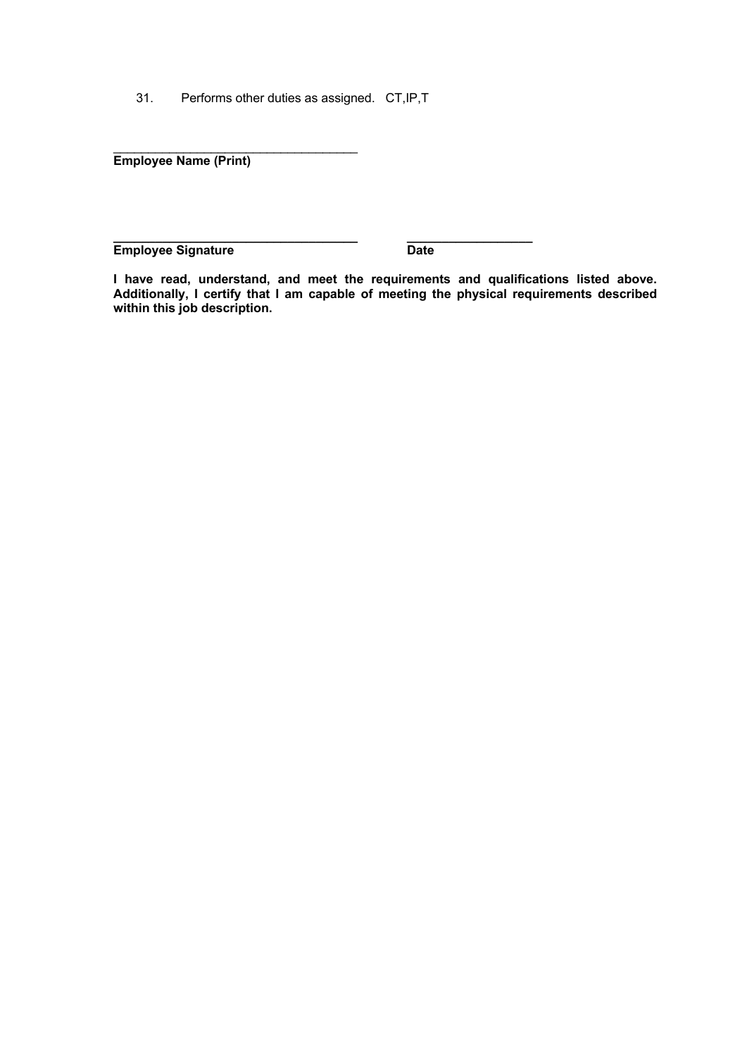31. Performs other duties as assigned. CT,IP,T

\_\_\_\_\_\_\_\_\_\_\_\_\_\_\_\_\_\_\_\_\_\_\_\_\_\_\_\_\_\_\_\_\_\_\_
**Employee Name (Print)**

\_\_\_\_\_\_\_\_\_\_\_\_\_\_\_\_\_\_\_\_\_\_\_\_\_\_\_\_\_\_\_\_\_\_\_ \_\_\_\_\_\_\_\_\_\_\_\_\_\_\_\_\_\_
**Employee Signature** **Date**

**I have read, understand, and meet the requirements and qualifications listed above. Additionally, I certify that I am capable of meeting the physical requirements described within this job description.**